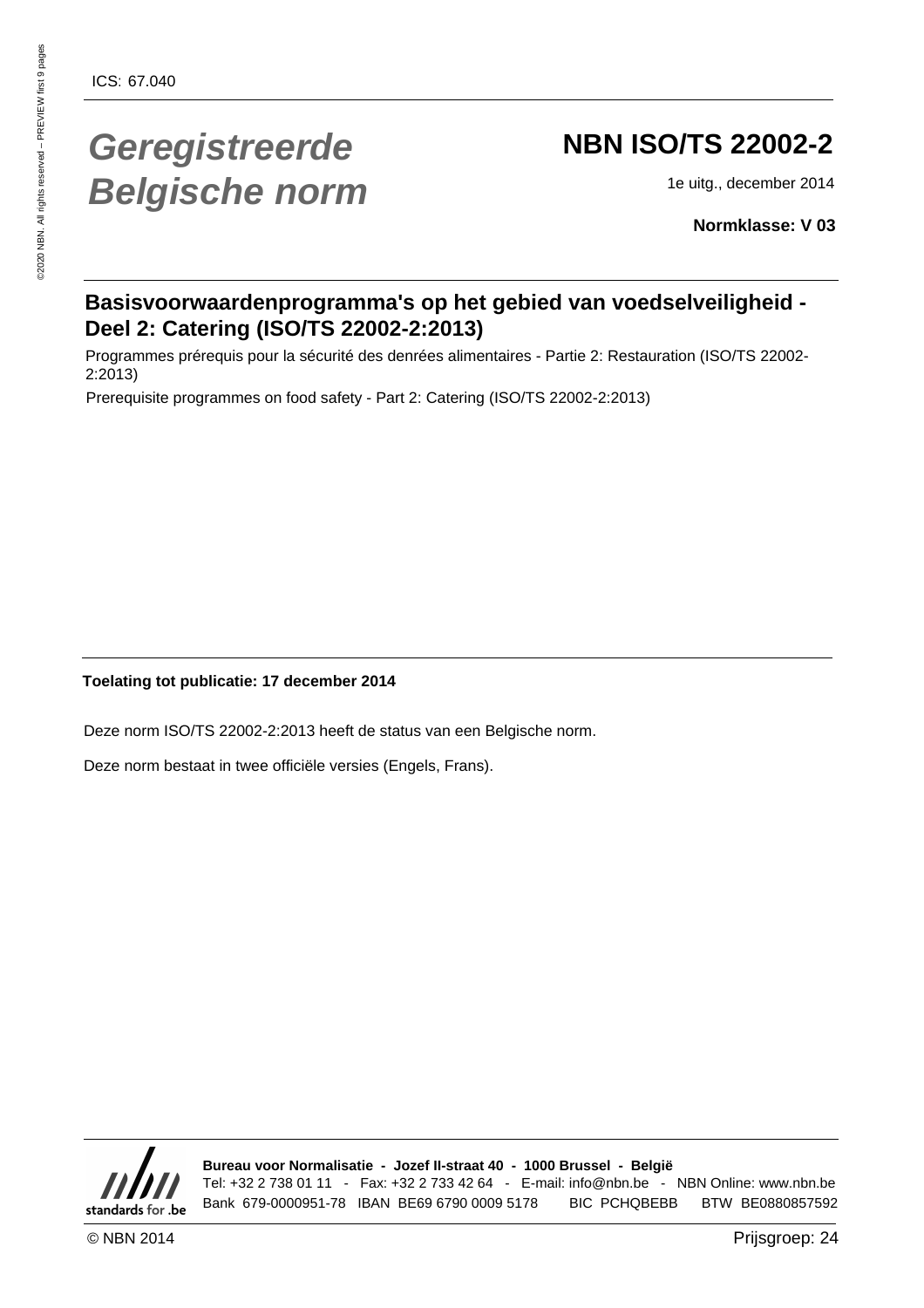ICS: 67.040

# Geregistreerde Belgische norm

## NBN ISO/TS 22002-2

1e uitg., december 2014

**Normklasse: V 03**

## Basisvoorwaardenprogramma's op het gebied van voedselveiligheid - Deel 2: Catering (ISO/TS 22002-2:2013)

Programmes prérequis pour la sécurité des denrées alimentaires - Partie 2: Restauration (ISO/TS 22002-2:2013)

Prerequisite programmes on food safety - Part 2: Catering (ISO/TS 22002-2:2013)

**Toelating tot publicatie: 17 december 2014**

Deze norm ISO/TS 22002-2:2013 heeft de status van een Belgische norm.

Deze norm bestaat in twee officiële versies (Engels, Frans).

**Bureau voor Normalisatie - Jozef II-straat 40 - 1000 Brussel - België**

Tel: +32 2 738 01 11 - Fax: +32 2 733 42 64 - E-mail: info@nbn.be - NBN Online: www.nbn.be

Bank 679-0000951-78 IBAN BE69 6790 0009 5178 BIC PCHQBEBB BTW BE0880857592

© NBN 2014

Prijsgroep: 24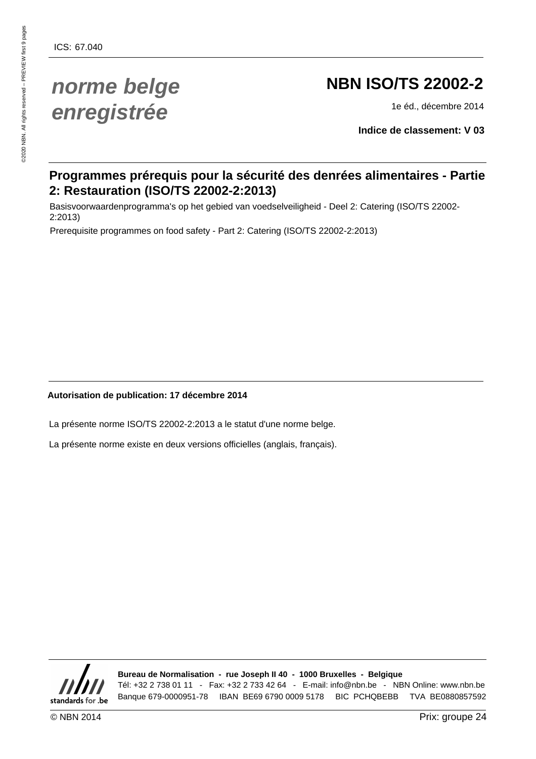ICS: 67.040

*norme belge enregistrée*

# NBN ISO/TS 22002-2

1e éd., décembre 2014

**Indice de classement: V 03**

## Programmes prérequis pour la sécurité des denrées alimentaires - Partie 2: Restauration (ISO/TS 22002-2:2013)

Basisvoorwaardenprogramma's op het gebied van voedselveiligheid - Deel 2: Catering (ISO/TS 22002-2:2013)

Prerequisite programmes on food safety - Part 2: Catering (ISO/TS 22002-2:2013)

**Autorisation de publication: 17 décembre 2014**

La présente norme ISO/TS 22002-2:2013 a le statut d'une norme belge.

La présente norme existe en deux versions officielles (anglais, français).

**Bureau de Normalisation - rue Joseph II 40 - 1000 Bruxelles - Belgique**

Tél: +32 2 738 01 11 - Fax: +32 2 733 42 64 - E-mail: info@nbn.be - NBN Online: www.nbn.be

Banque 679-0000951-78 IBAN BE69 6790 0009 5178 BIC PCHQBEBB TVA BE0880857592

© NBN 2014

Prix: groupe 24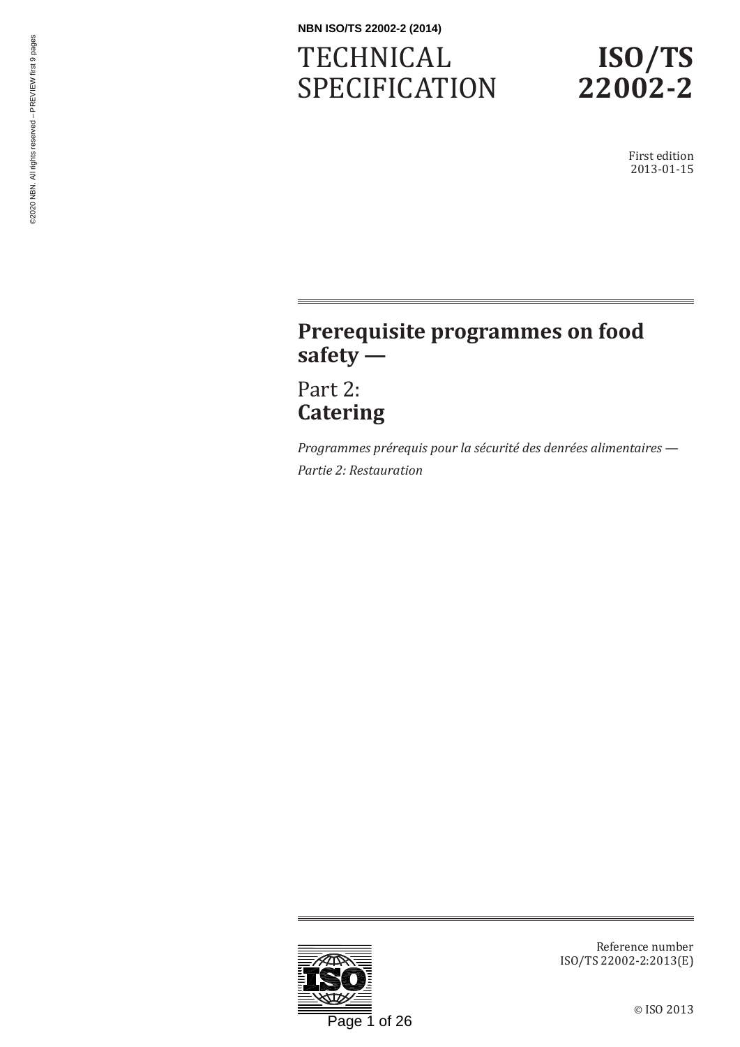NBN ISO/TS 22002-2 (2014)

# TECHNICAL SPECIFICATION

# ISO/TS 22002-2

First edition
2013-01-15

## Prerequisite programmes on food safety —

## Part 2: **Catering**

*Programmes prérequis pour la sécurité des denrées alimentaires —*

*Partie 2: Restauration*

Reference number
ISO/TS 22002-2:2013(E)

© ISO 2013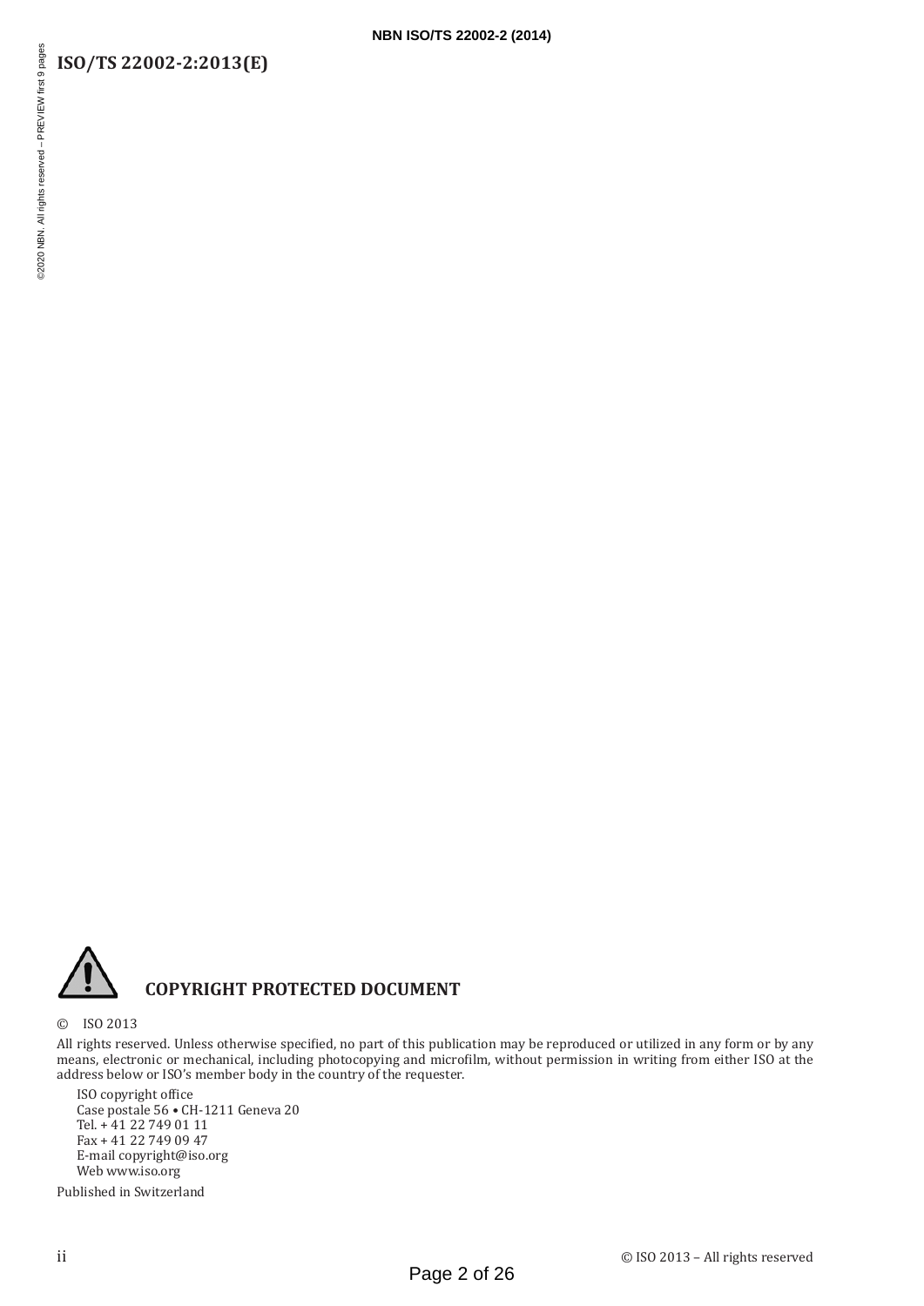**COPYRIGHT PROTECTED DOCUMENT**

© ISO 2013

All rights reserved. Unless otherwise specified, no part of this publication may be reproduced or utilized in any form or by any means, electronic or mechanical, including photocopying and microfilm, without permission in writing from either ISO at the address below or ISO's member body in the country of the requester.

ISO copyright office
Case postale 56 • CH-1211 Geneva 20
Tel. + 41 22 749 01 11
Fax + 41 22 749 09 47
E-mail copyright@iso.org
Web www.iso.org

Published in Switzerland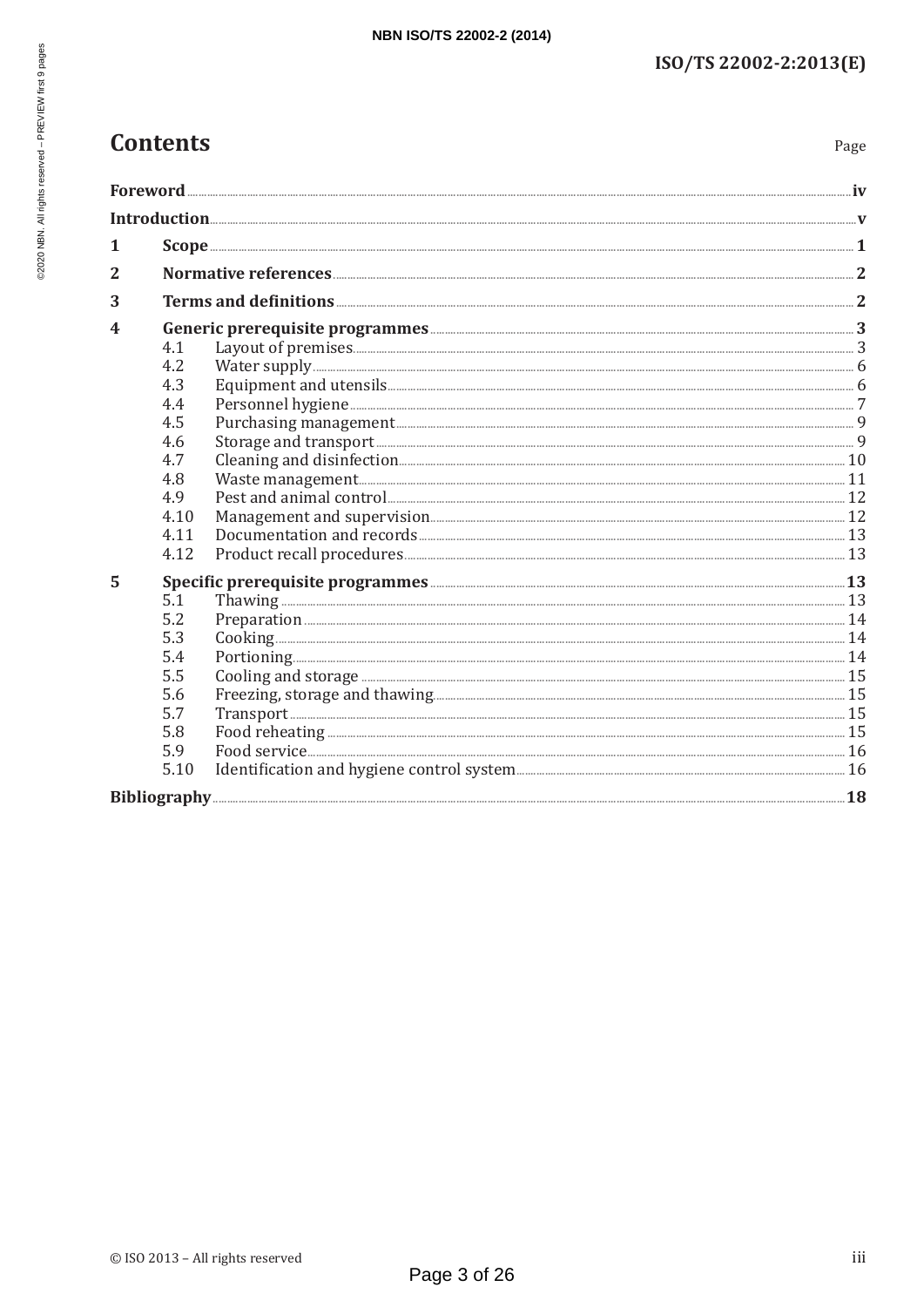# Contents

Page

| | | |
|---|---|---|
| **Foreword** | | **iv** |
| **Introduction** | | **v** |
| **1** | **Scope** | **1** |
| **2** | **Normative references** | **2** |
| **3** | **Terms and definitions** | **2** |
| **4** | **Generic prerequisite programmes** | **3** |
| 4.1 | Layout of premises | 3 |
| 4.2 | Water supply | 6 |
| 4.3 | Equipment and utensils | 6 |
| 4.4 | Personnel hygiene | 7 |
| 4.5 | Purchasing management | 9 |
| 4.6 | Storage and transport | 9 |
| 4.7 | Cleaning and disinfection | 10 |
| 4.8 | Waste management | 11 |
| 4.9 | Pest and animal control | 12 |
| 4.10 | Management and supervision | 12 |
| 4.11 | Documentation and records | 13 |
| 4.12 | Product recall procedures | 13 |
| **5** | **Specific prerequisite programmes** | **13** |
| 5.1 | Thawing | 13 |
| 5.2 | Preparation | 14 |
| 5.3 | Cooking | 14 |
| 5.4 | Portioning | 14 |
| 5.5 | Cooling and storage | 15 |
| 5.6 | Freezing, storage and thawing | 15 |
| 5.7 | Transport | 15 |
| 5.8 | Food reheating | 15 |
| 5.9 | Food service | 16 |
| 5.10 | Identification and hygiene control system | 16 |
| **Bibliography** | | **18** |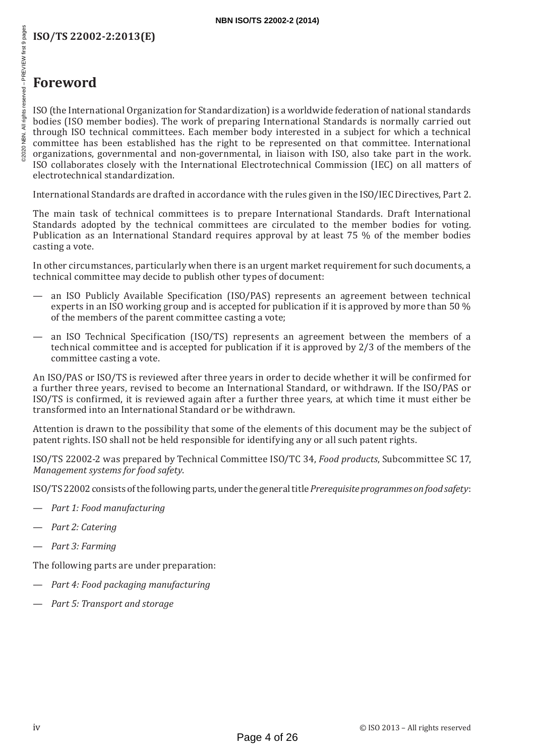# Foreword

ISO (the International Organization for Standardization) is a worldwide federation of national standards bodies (ISO member bodies). The work of preparing International Standards is normally carried out through ISO technical committees. Each member body interested in a subject for which a technical committee has been established has the right to be represented on that committee. International organizations, governmental and non-governmental, in liaison with ISO, also take part in the work. ISO collaborates closely with the International Electrotechnical Commission (IEC) on all matters of electrotechnical standardization.

International Standards are drafted in accordance with the rules given in the ISO/IEC Directives, Part 2.

The main task of technical committees is to prepare International Standards. Draft International Standards adopted by the technical committees are circulated to the member bodies for voting. Publication as an International Standard requires approval by at least 75 % of the member bodies casting a vote.

In other circumstances, particularly when there is an urgent market requirement for such documents, a technical committee may decide to publish other types of document:

— an ISO Publicly Available Specification (ISO/PAS) represents an agreement between technical experts in an ISO working group and is accepted for publication if it is approved by more than 50 % of the members of the parent committee casting a vote;

— an ISO Technical Specification (ISO/TS) represents an agreement between the members of a technical committee and is accepted for publication if it is approved by 2/3 of the members of the committee casting a vote.

An ISO/PAS or ISO/TS is reviewed after three years in order to decide whether it will be confirmed for a further three years, revised to become an International Standard, or withdrawn. If the ISO/PAS or ISO/TS is confirmed, it is reviewed again after a further three years, at which time it must either be transformed into an International Standard or be withdrawn.

Attention is drawn to the possibility that some of the elements of this document may be the subject of patent rights. ISO shall not be held responsible for identifying any or all such patent rights.

ISO/TS 22002-2 was prepared by Technical Committee ISO/TC 34, *Food products*, Subcommittee SC 17, *Management systems for food safety*.

ISO/TS 22002 consists of the following parts, under the general title *Prerequisite programmes on food safety*:

— *Part 1: Food manufacturing*

— *Part 2: Catering*

— *Part 3: Farming*

The following parts are under preparation:

— *Part 4: Food packaging manufacturing*

— *Part 5: Transport and storage*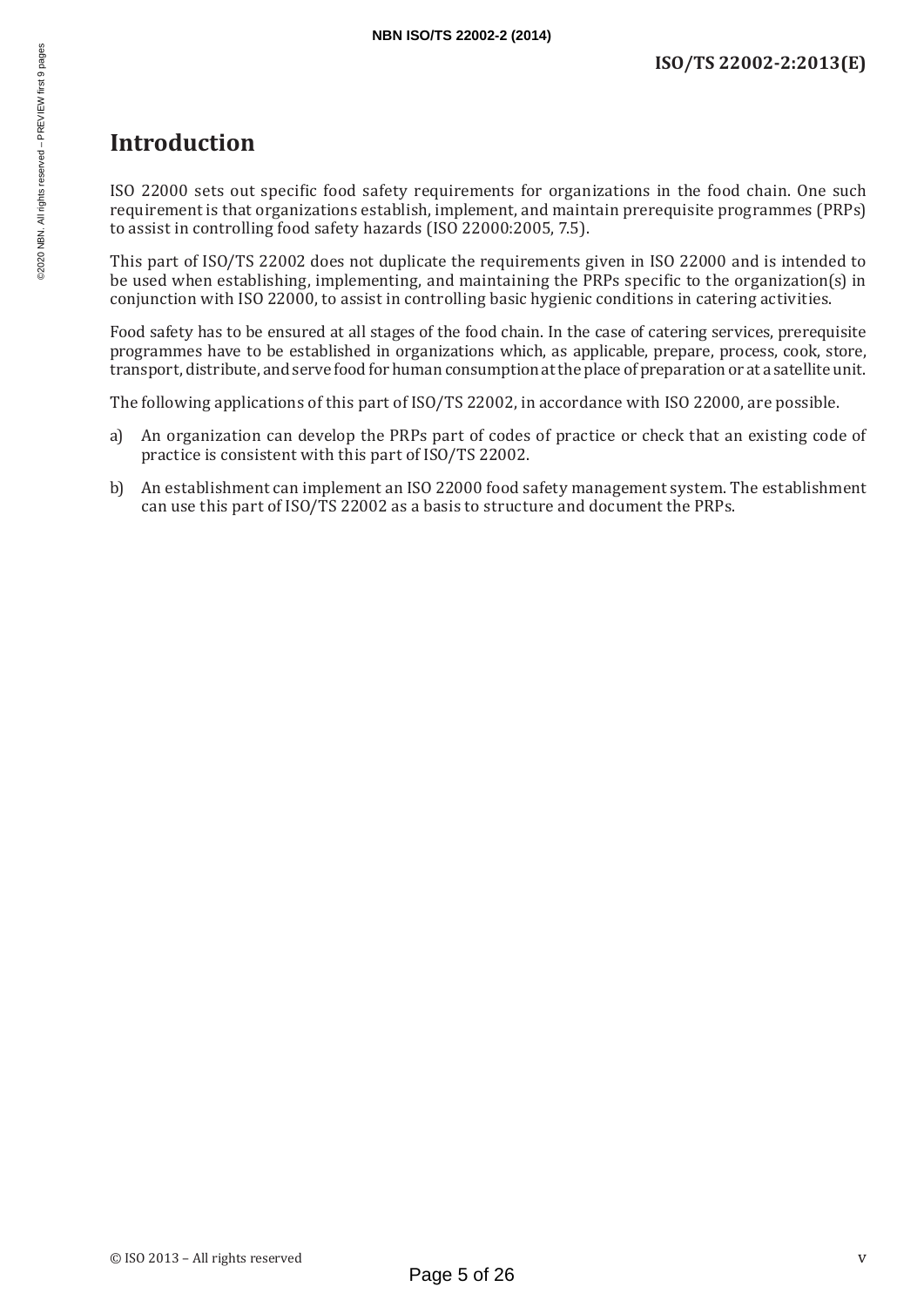# Introduction

ISO 22000 sets out specific food safety requirements for organizations in the food chain. One such requirement is that organizations establish, implement, and maintain prerequisite programmes (PRPs) to assist in controlling food safety hazards (ISO 22000:2005, 7.5).

This part of ISO/TS 22002 does not duplicate the requirements given in ISO 22000 and is intended to be used when establishing, implementing, and maintaining the PRPs specific to the organization(s) in conjunction with ISO 22000, to assist in controlling basic hygienic conditions in catering activities.

Food safety has to be ensured at all stages of the food chain. In the case of catering services, prerequisite programmes have to be established in organizations which, as applicable, prepare, process, cook, store, transport, distribute, and serve food for human consumption at the place of preparation or at a satellite unit.

The following applications of this part of ISO/TS 22002, in accordance with ISO 22000, are possible.

a) An organization can develop the PRPs part of codes of practice or check that an existing code of practice is consistent with this part of ISO/TS 22002.

b) An establishment can implement an ISO 22000 food safety management system. The establishment can use this part of ISO/TS 22002 as a basis to structure and document the PRPs.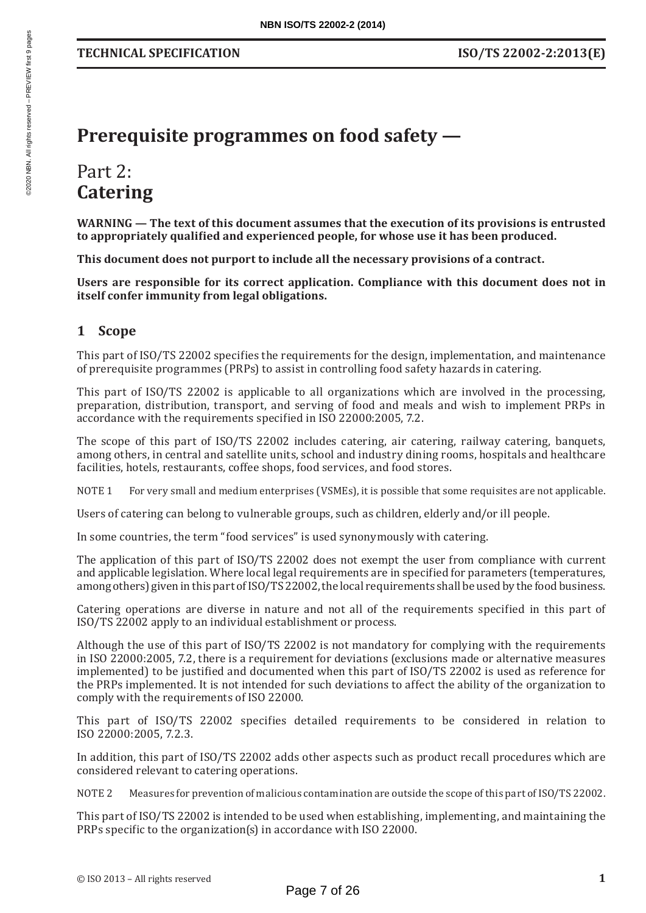# Prerequisite programmes on food safety —

## Part 2:
## Catering

**WARNING — The text of this document assumes that the execution of its provisions is entrusted to appropriately qualified and experienced people, for whose use it has been produced.**

**This document does not purport to include all the necessary provisions of a contract.**

**Users are responsible for its correct application. Compliance with this document does not in itself confer immunity from legal obligations.**

## 1 Scope

This part of ISO/TS 22002 specifies the requirements for the design, implementation, and maintenance of prerequisite programmes (PRPs) to assist in controlling food safety hazards in catering.

This part of ISO/TS 22002 is applicable to all organizations which are involved in the processing, preparation, distribution, transport, and serving of food and meals and wish to implement PRPs in accordance with the requirements specified in ISO 22000:2005, 7.2.

The scope of this part of ISO/TS 22002 includes catering, air catering, railway catering, banquets, among others, in central and satellite units, school and industry dining rooms, hospitals and healthcare facilities, hotels, restaurants, coffee shops, food services, and food stores.

NOTE 1 For very small and medium enterprises (VSMEs), it is possible that some requisites are not applicable.

Users of catering can belong to vulnerable groups, such as children, elderly and/or ill people.

In some countries, the term "food services" is used synonymously with catering.

The application of this part of ISO/TS 22002 does not exempt the user from compliance with current and applicable legislation. Where local legal requirements are in specified for parameters (temperatures, among others) given in this part of ISO/TS 22002, the local requirements shall be used by the food business.

Catering operations are diverse in nature and not all of the requirements specified in this part of ISO/TS 22002 apply to an individual establishment or process.

Although the use of this part of ISO/TS 22002 is not mandatory for complying with the requirements in ISO 22000:2005, 7.2, there is a requirement for deviations (exclusions made or alternative measures implemented) to be justified and documented when this part of ISO/TS 22002 is used as reference for the PRPs implemented. It is not intended for such deviations to affect the ability of the organization to comply with the requirements of ISO 22000.

This part of ISO/TS 22002 specifies detailed requirements to be considered in relation to ISO 22000:2005, 7.2.3.

In addition, this part of ISO/TS 22002 adds other aspects such as product recall procedures which are considered relevant to catering operations.

NOTE 2 Measures for prevention of malicious contamination are outside the scope of this part of ISO/TS 22002.

This part of ISO/TS 22002 is intended to be used when establishing, implementing, and maintaining the PRPs specific to the organization(s) in accordance with ISO 22000.